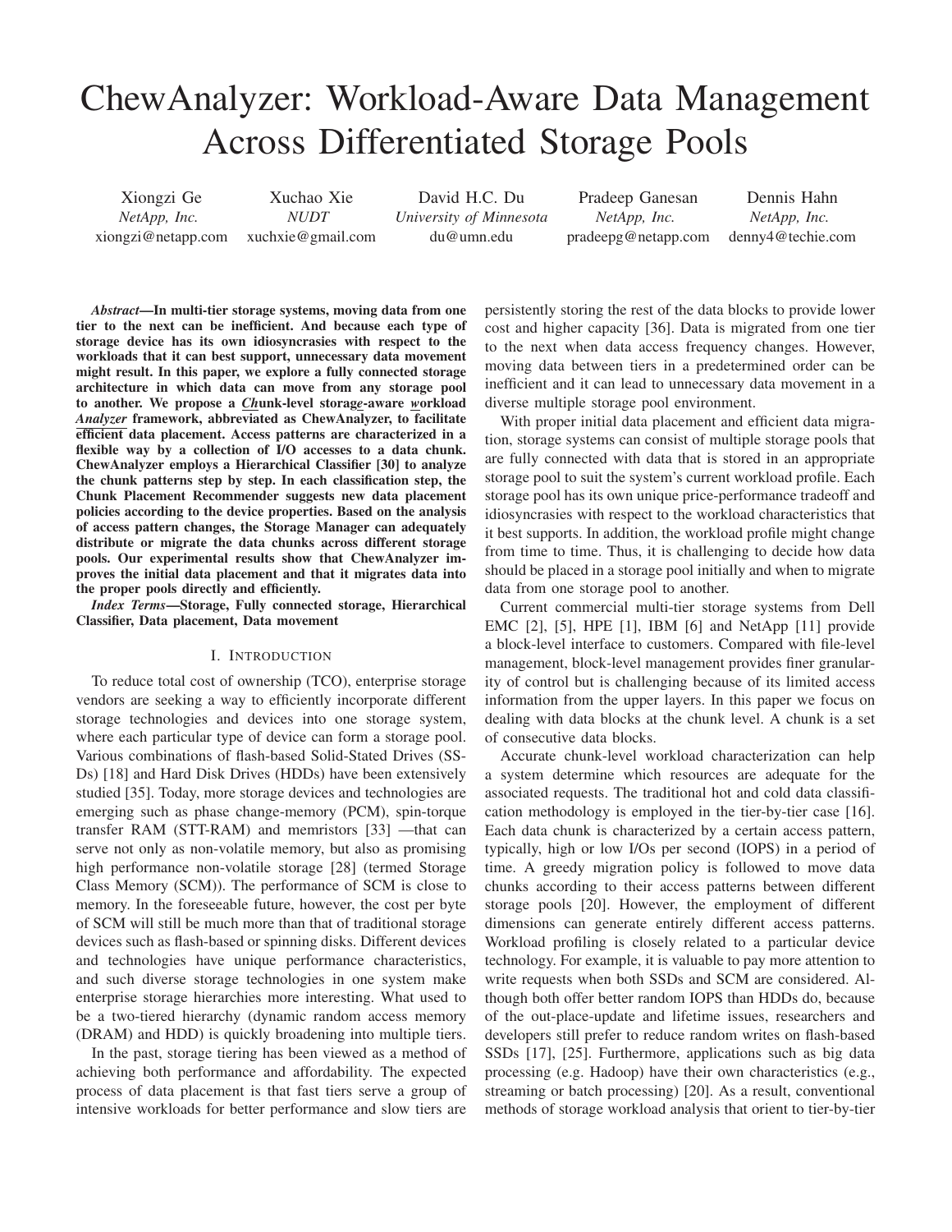# ChewAnalyzer: Workload-Aware Data Management Across Differentiated Storage Pools

Xiongzi Ge
*NetApp, Inc.*
xiongzi@netapp.com

Xuchao Xie
*NUDT*
xuchxie@gmail.com

David H.C. Du
*University of Minnesota*
du@umn.edu

Pradeep Ganesan
*NetApp, Inc.*
pradeepg@netapp.com

Dennis Hahn
*NetApp, Inc.*
denny4@techie.com

***Abstract*—In multi-tier storage systems, moving data from one tier to the next can be inefficient. And because each type of storage device has its own idiosyncrasies with respect to the workloads that it can best support, unnecessary data movement might result. In this paper, we explore a fully connected storage architecture in which data can move from any storage pool to another. We propose a *Ch*unk-level storag*e*-aware *w*orkload *Analyzer* framework, abbreviated as ChewAnalyzer, to facilitate efficient data placement. Access patterns are characterized in a flexible way by a collection of I/O accesses to a data chunk. ChewAnalyzer employs a Hierarchical Classifier [30] to analyze the chunk patterns step by step. In each classification step, the Chunk Placement Recommender suggests new data placement policies according to the device properties. Based on the analysis of access pattern changes, the Storage Manager can adequately distribute or migrate the data chunks across different storage pools. Our experimental results show that ChewAnalyzer improves the initial data placement and that it migrates data into the proper pools directly and efficiently.**

***Index Terms*—Storage, Fully connected storage, Hierarchical Classifier, Data placement, Data movement**

## I. Introduction

To reduce total cost of ownership (TCO), enterprise storage vendors are seeking a way to efficiently incorporate different storage technologies and devices into one storage system, where each particular type of device can form a storage pool. Various combinations of flash-based Solid-Stated Drives (SSDs) [18] and Hard Disk Drives (HDDs) have been extensively studied [35]. Today, more storage devices and technologies are emerging such as phase change-memory (PCM), spin-torque transfer RAM (STT-RAM) and memristors [33] —that can serve not only as non-volatile memory, but also as promising high performance non-volatile storage [28] (termed Storage Class Memory (SCM)). The performance of SCM is close to memory. In the foreseeable future, however, the cost per byte of SCM will still be much more than that of traditional storage devices such as flash-based or spinning disks. Different devices and technologies have unique performance characteristics, and such diverse storage technologies in one system make enterprise storage hierarchies more interesting. What used to be a two-tiered hierarchy (dynamic random access memory (DRAM) and HDD) is quickly broadening into multiple tiers.

In the past, storage tiering has been viewed as a method of achieving both performance and affordability. The expected process of data placement is that fast tiers serve a group of intensive workloads for better performance and slow tiers are persistently storing the rest of the data blocks to provide lower cost and higher capacity [36]. Data is migrated from one tier to the next when data access frequency changes. However, moving data between tiers in a predetermined order can be inefficient and it can lead to unnecessary data movement in a diverse multiple storage pool environment.

With proper initial data placement and efficient data migration, storage systems can consist of multiple storage pools that are fully connected with data that is stored in an appropriate storage pool to suit the system's current workload profile. Each storage pool has its own unique price-performance tradeoff and idiosyncrasies with respect to the workload characteristics that it best supports. In addition, the workload profile might change from time to time. Thus, it is challenging to decide how data should be placed in a storage pool initially and when to migrate data from one storage pool to another.

Current commercial multi-tier storage systems from Dell EMC [2], [5], HPE [1], IBM [6] and NetApp [11] provide a block-level interface to customers. Compared with file-level management, block-level management provides finer granularity of control but is challenging because of its limited access information from the upper layers. In this paper we focus on dealing with data blocks at the chunk level. A chunk is a set of consecutive data blocks.

Accurate chunk-level workload characterization can help a system determine which resources are adequate for the associated requests. The traditional hot and cold data classification methodology is employed in the tier-by-tier case [16]. Each data chunk is characterized by a certain access pattern, typically, high or low I/Os per second (IOPS) in a period of time. A greedy migration policy is followed to move data chunks according to their access patterns between different storage pools [20]. However, the employment of different dimensions can generate entirely different access patterns. Workload profiling is closely related to a particular device technology. For example, it is valuable to pay more attention to write requests when both SSDs and SCM are considered. Although both offer better random IOPS than HDDs do, because of the out-place-update and lifetime issues, researchers and developers still prefer to reduce random writes on flash-based SSDs [17], [25]. Furthermore, applications such as big data processing (e.g. Hadoop) have their own characteristics (e.g., streaming or batch processing) [20]. As a result, conventional methods of storage workload analysis that orient to tier-by-tier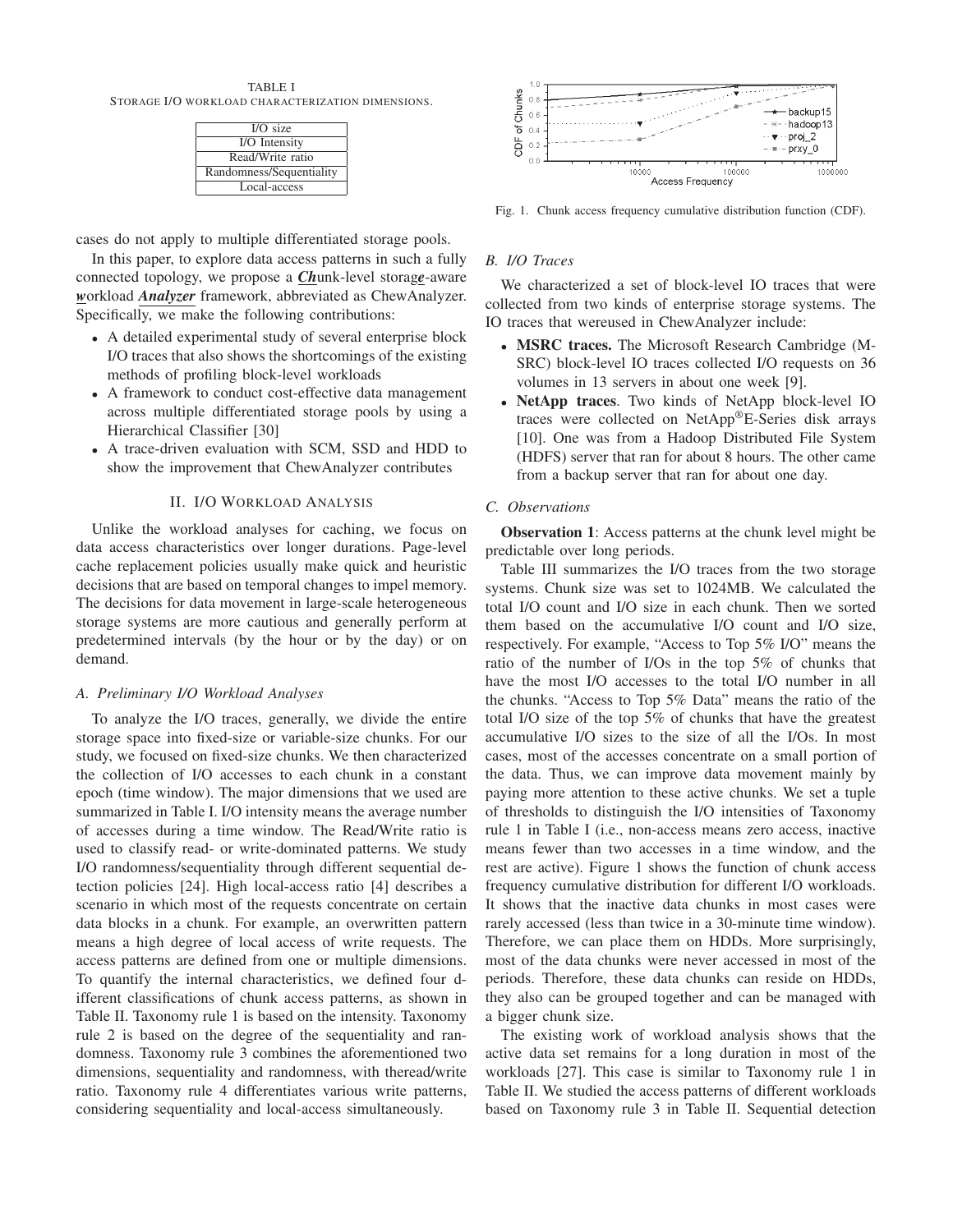TABLE I
STORAGE I/O WORKLOAD CHARACTERIZATION DIMENSIONS.

| I/O size |
|---|
| I/O Intensity |
| Read/Write ratio |
| Randomness/Sequentiality |
| Local-access |

cases do not apply to multiple differentiated storage pools.

In this paper, to explore data access patterns in such a fully connected topology, we propose a ***Ch***unk-level storag***e***-aware ***w***orkload ***Analyzer*** framework, abbreviated as ChewAnalyzer. Specifically, we make the following contributions:

- A detailed experimental study of several enterprise block I/O traces that also shows the shortcomings of the existing methods of profiling block-level workloads
- A framework to conduct cost-effective data management across multiple differentiated storage pools by using a Hierarchical Classifier [30]
- A trace-driven evaluation with SCM, SSD and HDD to show the improvement that ChewAnalyzer contributes

## II. I/O WORKLOAD ANALYSIS

Unlike the workload analyses for caching, we focus on data access characteristics over longer durations. Page-level cache replacement policies usually make quick and heuristic decisions that are based on temporal changes to impel memory. The decisions for data movement in large-scale heterogeneous storage systems are more cautious and generally perform at predetermined intervals (by the hour or by the day) or on demand.

### A. Preliminary I/O Workload Analyses

To analyze the I/O traces, generally, we divide the entire storage space into fixed-size or variable-size chunks. For our study, we focused on fixed-size chunks. We then characterized the collection of I/O accesses to each chunk in a constant epoch (time window). The major dimensions that we used are summarized in Table I. I/O intensity means the average number of accesses during a time window. The Read/Write ratio is used to classify read- or write-dominated patterns. We study I/O randomness/sequentiality through different sequential detection policies [24]. High local-access ratio [4] describes a scenario in which most of the requests concentrate on certain data blocks in a chunk. For example, an overwritten pattern means a high degree of local access of write requests. The access patterns are defined from one or multiple dimensions. To quantify the internal characteristics, we defined four different classifications of chunk access patterns, as shown in Table II. Taxonomy rule 1 is based on the intensity. Taxonomy rule 2 is based on the degree of the sequentiality and randomness. Taxonomy rule 3 combines the aforementioned two dimensions, sequentiality and randomness, with theread/write ratio. Taxonomy rule 4 differentiates various write patterns, considering sequentiality and local-access simultaneously.

Fig. 1. Chunk access frequency cumulative distribution function (CDF).

### B. I/O Traces

We characterized a set of block-level IO traces that were collected from two kinds of enterprise storage systems. The IO traces that wereused in ChewAnalyzer include:

- **MSRC traces.** The Microsoft Research Cambridge (MSRC) block-level IO traces collected I/O requests on 36 volumes in 13 servers in about one week [9].
- **NetApp traces**. Two kinds of NetApp block-level IO traces were collected on NetApp®E-Series disk arrays [10]. One was from a Hadoop Distributed File System (HDFS) server that ran for about 8 hours. The other came from a backup server that ran for about one day.

### C. Observations

**Observation 1**: Access patterns at the chunk level might be predictable over long periods.

Table III summarizes the I/O traces from the two storage systems. Chunk size was set to 1024MB. We calculated the total I/O count and I/O size in each chunk. Then we sorted them based on the accumulative I/O count and I/O size, respectively. For example, "Access to Top 5% I/O" means the ratio of the number of I/Os in the top 5% of chunks that have the most I/O accesses to the total I/O number in all the chunks. "Access to Top 5% Data" means the ratio of the total I/O size of the top 5% of chunks that have the greatest accumulative I/O sizes to the size of all the I/Os. In most cases, most of the accesses concentrate on a small portion of the data. Thus, we can improve data movement mainly by paying more attention to these active chunks. We set a tuple of thresholds to distinguish the I/O intensities of Taxonomy rule 1 in Table I (i.e., non-access means zero access, inactive means fewer than two accesses in a time window, and the rest are active). Figure 1 shows the function of chunk access frequency cumulative distribution for different I/O workloads. It shows that the inactive data chunks in most cases were rarely accessed (less than twice in a 30-minute time window). Therefore, we can place them on HDDs. More surprisingly, most of the data chunks were never accessed in most of the periods. Therefore, these data chunks can reside on HDDs, they also can be grouped together and can be managed with a bigger chunk size.

The existing work of workload analysis shows that the active data set remains for a long duration in most of the workloads [27]. This case is similar to Taxonomy rule 1 in Table II. We studied the access patterns of different workloads based on Taxonomy rule 3 in Table II. Sequential detection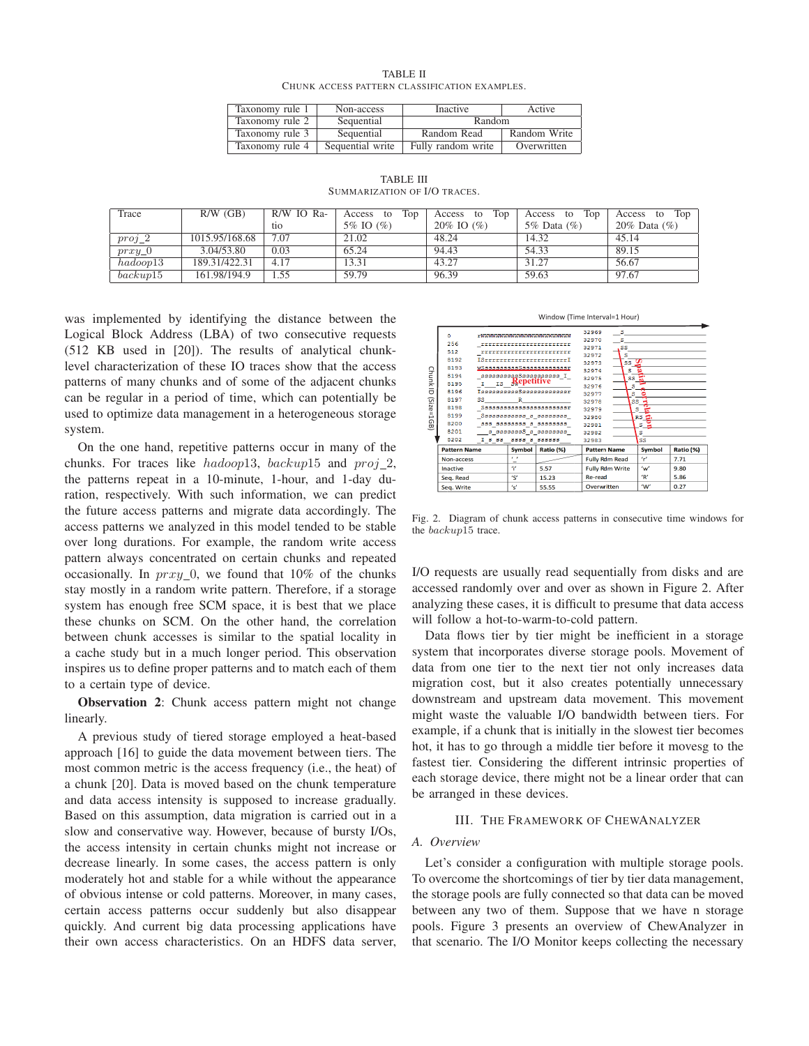TABLE II
CHUNK ACCESS PATTERN CLASSIFICATION EXAMPLES.

| Taxonomy rule 1 | Non-access | Inactive | Active |
|---|---|---|---|
| Taxonomy rule 2 | Sequential | Random | |
| Taxonomy rule 3 | Sequential | Random Read | Random Write |
| Taxonomy rule 4 | Sequential write | Fully random write | Overwritten |

TABLE III
SUMMARIZATION OF I/O TRACES.

| Trace | R/W (GB) | R/W IO Ratio | Access to Top 5% IO (%) | Access to Top 20% IO (%) | Access to Top 5% Data (%) | Access to Top 20% Data (%) |
|---|---|---|---|---|---|---|
| $proj\_2$ | 1015.95/168.68 | 7.07 | 21.02 | 48.24 | 14.32 | 45.14 |
| $prxy\_0$ | 3.04/53.80 | 0.03 | 65.24 | 94.43 | 54.33 | 89.15 |
| $hadoop13$ | 189.31/422.31 | 4.17 | 13.31 | 43.27 | 31.27 | 56.67 |
| $backup15$ | 161.98/194.9 | 1.55 | 59.79 | 96.39 | 59.63 | 97.67 |

was implemented by identifying the distance between the Logical Block Address (LBA) of two consecutive requests (512 KB used in [20]). The results of analytical chunk-level characterization of these IO traces show that the access patterns of many chunks and of some of the adjacent chunks can be regular in a period of time, which can potentially be used to optimize data management in a heterogeneous storage system.

On the one hand, repetitive patterns occur in many of the chunks. For traces like $hadoop13$, $backup15$ and $proj\_2$, the patterns repeat in a 10-minute, 1-hour, and 1-day duration, respectively. With such information, we can predict the future access patterns and migrate data accordingly. The access patterns we analyzed in this model tended to be stable over long durations. For example, the random write access pattern always concentrated on certain chunks and repeated occasionally. In $prxy\_0$, we found that 10% of the chunks stay mostly in a random write pattern. Therefore, if a storage system has enough free SCM space, it is best that we place these chunks on SCM. On the other hand, the correlation between chunk accesses is similar to the spatial locality in a cache study but in a much longer period. This observation inspires us to define proper patterns and to match each of them to a certain type of device.

**Observation 2**: Chunk access pattern might not change linearly.

A previous study of tiered storage employed a heat-based approach [16] to guide the data movement between tiers. The most common metric is the access frequency (i.e., the heat) of a chunk [20]. Data is moved based on the chunk temperature and data access intensity is supposed to increase gradually. Based on this assumption, data migration is carried out in a slow and conservative way. However, because of bursty I/Os, the access intensity in certain chunks might not increase or decrease linearly. In some cases, the access pattern is only moderately hot and stable for a while without the appearance of obvious intense or cold patterns. Moreover, in many cases, certain access patterns occur suddenly but also disappear quickly. And current big data processing applications have their own access characteristics. On an HDFS data server,

Fig. 2. Diagram of chunk access patterns in consecutive time windows for the $backup15$ trace.

I/O requests are usually read sequentially from disks and are accessed randomly over and over as shown in Figure 2. After analyzing these cases, it is difficult to presume that data access will follow a hot-to-warm-to-cold pattern.

Data flows tier by tier might be inefficient in a storage system that incorporates diverse storage pools. Movement of data from one tier to the next tier not only increases data migration cost, but it also creates potentially unnecessary downstream and upstream data movement. This movement might waste the valuable I/O bandwidth between tiers. For example, if a chunk that is initially in the slowest tier becomes hot, it has to go through a middle tier before it movesg to the fastest tier. Considering the different intrinsic properties of each storage device, there might not be a linear order that can be arranged in these devices.

## III. THE FRAMEWORK OF CHEWANALYZER

### A. Overview

Let's consider a configuration with multiple storage pools. To overcome the shortcomings of tier by tier data management, the storage pools are fully connected so that data can be moved between any two of them. Suppose that we have n storage pools. Figure 3 presents an overview of ChewAnalyzer in that scenario. The I/O Monitor keeps collecting the necessary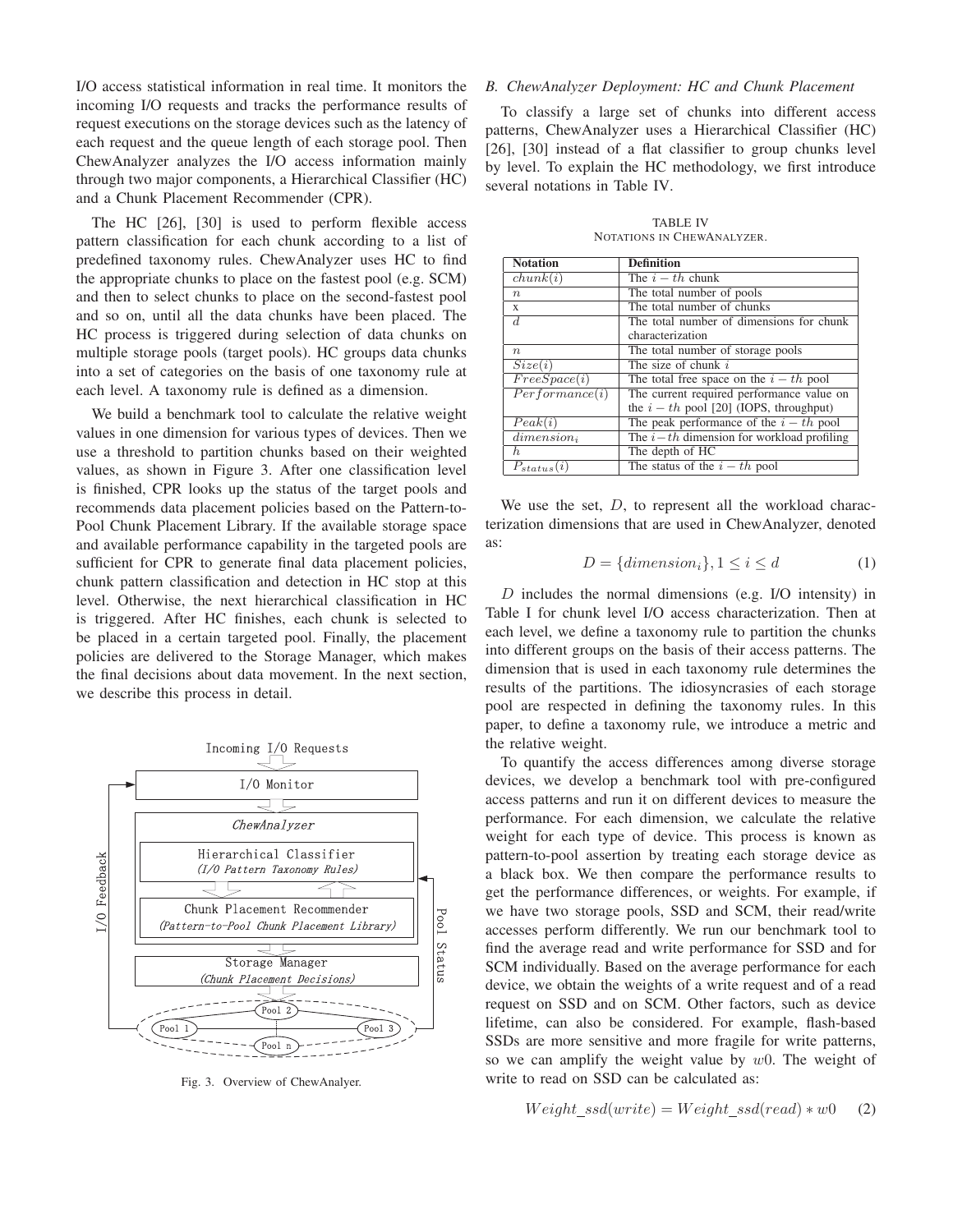I/O access statistical information in real time. It monitors the incoming I/O requests and tracks the performance results of request executions on the storage devices such as the latency of each request and the queue length of each storage pool. Then ChewAnalyzer analyzes the I/O access information mainly through two major components, a Hierarchical Classifier (HC) and a Chunk Placement Recommender (CPR).

The HC [26], [30] is used to perform flexible access pattern classification for each chunk according to a list of predefined taxonomy rules. ChewAnalyzer uses HC to find the appropriate chunks to place on the fastest pool (e.g. SCM) and then to select chunks to place on the second-fastest pool and so on, until all the data chunks have been placed. The HC process is triggered during selection of data chunks on multiple storage pools (target pools). HC groups data chunks into a set of categories on the basis of one taxonomy rule at each level. A taxonomy rule is defined as a dimension.

We build a benchmark tool to calculate the relative weight values in one dimension for various types of devices. Then we use a threshold to partition chunks based on their weighted values, as shown in Figure 3. After one classification level is finished, CPR looks up the status of the target pools and recommends data placement policies based on the Pattern-to-Pool Chunk Placement Library. If the available storage space and available performance capability in the targeted pools are sufficient for CPR to generate final data placement policies, chunk pattern classification and detection in HC stop at this level. Otherwise, the next hierarchical classification in HC is triggered. After HC finishes, each chunk is selected to be placed in a certain targeted pool. Finally, the placement policies are delivered to the Storage Manager, which makes the final decisions about data movement. In the next section, we describe this process in detail.

Incoming I/O Requests

I/O Monitor

*ChewAnalyzer*

Hierarchical Classifier *(I/O Pattern Taxonomy Rules)*

Chunk Placement Recommender *(Pattern-to-Pool Chunk Placement Library)*

Storage Manager *(Chunk Placement Decisions)*

I/O Feedback

Pool Status

Pool 1, Pool 2, Pool 3, Pool n

Fig. 3. Overview of ChewAnalyer.

### B. ChewAnalyzer Deployment: HC and Chunk Placement

To classify a large set of chunks into different access patterns, ChewAnalyzer uses a Hierarchical Classifier (HC) [26], [30] instead of a flat classifier to group chunks level by level. To explain the HC methodology, we first introduce several notations in Table IV.

TABLE IV
NOTATIONS IN CHEWANALYZER.

| Notation | Definition |
|---|---|
| $chunk(i)$ | The $i-th$ chunk |
| $n$ | The total number of pools |
| x | The total number of chunks |
| $d$ | The total number of dimensions for chunk characterization |
| $n$ | The total number of storage pools |
| $Size(i)$ | The size of chunk $i$ |
| $FreeSpace(i)$ | The total free space on the $i-th$ pool |
| $Performance(i)$ | The current required performance value on the $i-th$ pool [20] (IOPS, throughput) |
| $Peak(i)$ | The peak performance of the $i-th$ pool |
| $dimension_i$ | The $i-th$ dimension for workload profiling |
| $h$ | The depth of HC |
| $P_{status}(i)$ | The status of the $i-th$ pool |

We use the set, $D$, to represent all the workload characterization dimensions that are used in ChewAnalyzer, denoted as:

$$D = \{dimension_i\}, 1 \leq i \leq d \tag{1}$$

$D$ includes the normal dimensions (e.g. I/O intensity) in Table I for chunk level I/O access characterization. Then at each level, we define a taxonomy rule to partition the chunks into different groups on the basis of their access patterns. The dimension that is used in each taxonomy rule determines the results of the partitions. The idiosyncrasies of each storage pool are respected in defining the taxonomy rules. In this paper, to define a taxonomy rule, we introduce a metric and the relative weight.

To quantify the access differences among diverse storage devices, we develop a benchmark tool with pre-configured access patterns and run it on different devices to measure the performance. For each dimension, we calculate the relative weight for each type of device. This process is known as pattern-to-pool assertion by treating each storage device as a black box. We then compare the performance results to get the performance differences, or weights. For example, if we have two storage pools, SSD and SCM, their read/write accesses perform differently. We run our benchmark tool to find the average read and write performance for SSD and for SCM individually. Based on the average performance for each device, we obtain the weights of a write request and of a read request on SSD and on SCM. Other factors, such as device lifetime, can also be considered. For example, flash-based SSDs are more sensitive and more fragile for write patterns, so we can amplify the weight value by $w0$. The weight of write to read on SSD can be calculated as:

$$Weight\_ssd(write) = Weight\_ssd(read) * w0 \tag{2}$$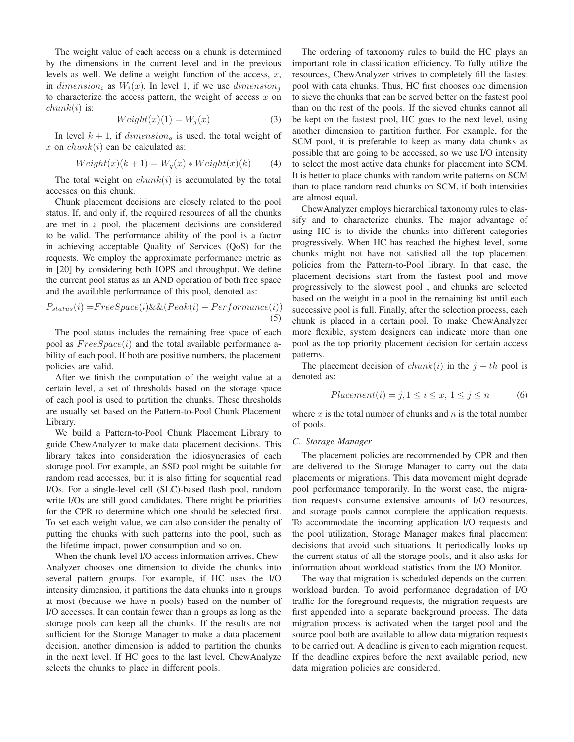The weight value of each access on a chunk is determined by the dimensions in the current level and in the previous levels as well. We define a weight function of the access, $x$, in $dimension_i$ as $W_i(x)$. In level 1, if we use $dimension_j$ to characterize the access pattern, the weight of access $x$ on $chunk(i)$ is:

$$Weight(x)(1) = W_j(x) \tag{3}$$

In level $k+1$, if $dimension_q$ is used, the total weight of $x$ on $chunk(i)$ can be calculated as:

$$Weight(x)(k+1) = W_q(x) * Weight(x)(k) \tag{4}$$

The total weight on $chunk(i)$ is accumulated by the total accesses on this chunk.

Chunk placement decisions are closely related to the pool status. If, and only if, the required resources of all the chunks are met in a pool, the placement decisions are considered to be valid. The performance ability of the pool is a factor in achieving acceptable Quality of Services (QoS) for the requests. We employ the approximate performance metric as in [20] by considering both IOPS and throughput. We define the current pool status as an AND operation of both free space and the available performance of this pool, denoted as:

$$P_{status}(i) = FreeSpace(i) \&\& (Peak(i) - Performance(i)) \tag{5}$$

The pool status includes the remaining free space of each pool as $FreeSpace(i)$ and the total available performance ability of each pool. If both are positive numbers, the placement policies are valid.

After we finish the computation of the weight value at a certain level, a set of thresholds based on the storage space of each pool is used to partition the chunks. These thresholds are usually set based on the Pattern-to-Pool Chunk Placement Library.

We build a Pattern-to-Pool Chunk Placement Library to guide ChewAnalyzer to make data placement decisions. This library takes into consideration the idiosyncrasies of each storage pool. For example, an SSD pool might be suitable for random read accesses, but it is also fitting for sequential read I/Os. For a single-level cell (SLC)-based flash pool, random write I/Os are still good candidates. There might be priorities for the CPR to determine which one should be selected first. To set each weight value, we can also consider the penalty of putting the chunks with such patterns into the pool, such as the lifetime impact, power consumption and so on.

When the chunk-level I/O access information arrives, ChewAnalyzer chooses one dimension to divide the chunks into several pattern groups. For example, if HC uses the I/O intensity dimension, it partitions the data chunks into n groups at most (because we have n pools) based on the number of I/O accesses. It can contain fewer than n groups as long as the storage pools can keep all the chunks. If the results are not sufficient for the Storage Manager to make a data placement decision, another dimension is added to partition the chunks in the next level. If HC goes to the last level, ChewAnalyze selects the chunks to place in different pools.

The ordering of taxonomy rules to build the HC plays an important role in classification efficiency. To fully utilize the resources, ChewAnalyzer strives to completely fill the fastest pool with data chunks. Thus, HC first chooses one dimension to sieve the chunks that can be served better on the fastest pool than on the rest of the pools. If the sieved chunks cannot all be kept on the fastest pool, HC goes to the next level, using another dimension to partition further. For example, for the SCM pool, it is preferable to keep as many data chunks as possible that are going to be accessed, so we use I/O intensity to select the most active data chunks for placement into SCM. It is better to place chunks with random write patterns on SCM than to place random read chunks on SCM, if both intensities are almost equal.

ChewAnalyzer employs hierarchical taxonomy rules to classify and to characterize chunks. The major advantage of using HC is to divide the chunks into different categories progressively. When HC has reached the highest level, some chunks might not have not satisfied all the top placement policies from the Pattern-to-Pool library. In that case, the placement decisions start from the fastest pool and move progressively to the slowest pool , and chunks are selected based on the weight in a pool in the remaining list until each successive pool is full. Finally, after the selection process, each chunk is placed in a certain pool. To make ChewAnalyzer more flexible, system designers can indicate more than one pool as the top priority placement decision for certain access patterns.

The placement decision of $chunk(i)$ in the $j-th$ pool is denoted as:

$$Placement(i) = j, 1 \leq i \leq x, 1 \leq j \leq n \tag{6}$$

where $x$ is the total number of chunks and $n$ is the total number of pools.

### C. Storage Manager

The placement policies are recommended by CPR and then are delivered to the Storage Manager to carry out the data placements or migrations. This data movement might degrade pool performance temporarily. In the worst case, the migration requests consume extensive amounts of I/O resources, and storage pools cannot complete the application requests. To accommodate the incoming application I/O requests and the pool utilization, Storage Manager makes final placement decisions that avoid such situations. It periodically looks up the current status of all the storage pools, and it also asks for information about workload statistics from the I/O Monitor.

The way that migration is scheduled depends on the current workload burden. To avoid performance degradation of I/O traffic for the foreground requests, the migration requests are first appended into a separate background process. The data migration process is activated when the target pool and the source pool both are available to allow data migration requests to be carried out. A deadline is given to each migration request. If the deadline expires before the next available period, new data migration policies are considered.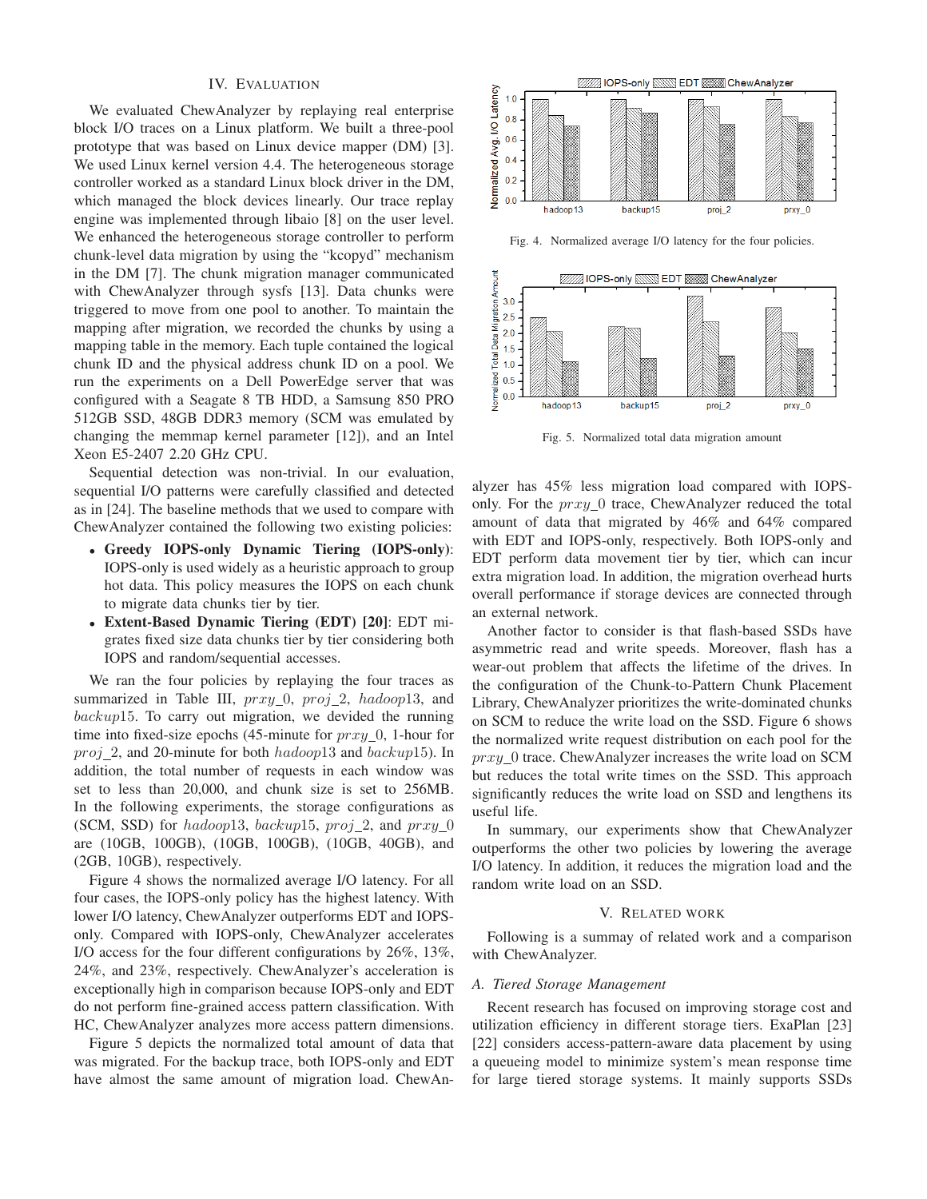## IV. Evaluation

We evaluated ChewAnalyzer by replaying real enterprise block I/O traces on a Linux platform. We built a three-pool prototype that was based on Linux device mapper (DM) [3]. We used Linux kernel version 4.4. The heterogeneous storage controller worked as a standard Linux block driver in the DM, which managed the block devices linearly. Our trace replay engine was implemented through libaio [8] on the user level. We enhanced the heterogeneous storage controller to perform chunk-level data migration by using the "kcopyd" mechanism in the DM [7]. The chunk migration manager communicated with ChewAnalyzer through sysfs [13]. Data chunks were triggered to move from one pool to another. To maintain the mapping after migration, we recorded the chunks by using a mapping table in the memory. Each tuple contained the logical chunk ID and the physical address chunk ID on a pool. We run the experiments on a Dell PowerEdge server that was configured with a Seagate 8 TB HDD, a Samsung 850 PRO 512GB SSD, 48GB DDR3 memory (SCM was emulated by changing the memmap kernel parameter [12]), and an Intel Xeon E5-2407 2.20 GHz CPU.

Sequential detection was non-trivial. In our evaluation, sequential I/O patterns were carefully classified and detected as in [24]. The baseline methods that we used to compare with ChewAnalyzer contained the following two existing policies:

- **Greedy IOPS-only Dynamic Tiering (IOPS-only)**: IOPS-only is used widely as a heuristic approach to group hot data. This policy measures the IOPS on each chunk to migrate data chunks tier by tier.
- **Extent-Based Dynamic Tiering (EDT) [20]**: EDT migrates fixed size data chunks tier by tier considering both IOPS and random/sequential accesses.

We ran the four policies by replaying the four traces as summarized in Table III, $prxy\_0$, $proj\_2$, $hadoop13$, and $backup15$. To carry out migration, we devided the running time into fixed-size epochs (45-minute for $prxy\_0$, 1-hour for $proj\_2$, and 20-minute for both $hadoop13$ and $backup15$). In addition, the total number of requests in each window was set to less than 20,000, and chunk size is set to 256MB. In the following experiments, the storage configurations as (SCM, SSD) for $hadoop13$, $backup15$, $proj\_2$, and $prxy\_0$ are (10GB, 100GB), (10GB, 100GB), (10GB, 40GB), and (2GB, 10GB), respectively.

Figure 4 shows the normalized average I/O latency. For all four cases, the IOPS-only policy has the highest latency. With lower I/O latency, ChewAnalyzer outperforms EDT and IOPS-only. Compared with IOPS-only, ChewAnalyzer accelerates I/O access for the four different configurations by 26%, 13%, 24%, and 23%, respectively. ChewAnalyzer's acceleration is exceptionally high in comparison because IOPS-only and EDT do not perform fine-grained access pattern classification. With HC, ChewAnalyzer analyzes more access pattern dimensions.

Figure 5 depicts the normalized total amount of data that was migrated. For the backup trace, both IOPS-only and EDT have almost the same amount of migration load. ChewAnalyzer has 45% less migration load compared with IOPS-only. For the $prxy\_0$ trace, ChewAnalyzer reduced the total amount of data that migrated by 46% and 64% compared with EDT and IOPS-only, respectively. Both IOPS-only and EDT perform data movement tier by tier, which can incur extra migration load. In addition, the migration overhead hurts overall performance if storage devices are connected through an external network.

Fig. 4. Normalized average I/O latency for the four policies.

Fig. 5. Normalized total data migration amount

Another factor to consider is that flash-based SSDs have asymmetric read and write speeds. Moreover, flash has a wear-out problem that affects the lifetime of the drives. In the configuration of the Chunk-to-Pattern Chunk Placement Library, ChewAnalyzer prioritizes the write-dominated chunks on SCM to reduce the write load on the SSD. Figure 6 shows the normalized write request distribution on each pool for the $prxy\_0$ trace. ChewAnalyzer increases the write load on SCM but reduces the total write times on the SSD. This approach significantly reduces the write load on SSD and lengthens its useful life.

In summary, our experiments show that ChewAnalyzer outperforms the other two policies by lowering the average I/O latency. In addition, it reduces the migration load and the random write load on an SSD.

## V. Related work

Following is a summay of related work and a comparison with ChewAnalyzer.

### A. Tiered Storage Management

Recent research has focused on improving storage cost and utilization efficiency in different storage tiers. ExaPlan [23] [22] considers access-pattern-aware data placement by using a queueing model to minimize system's mean response time for large tiered storage systems. It mainly supports SSDs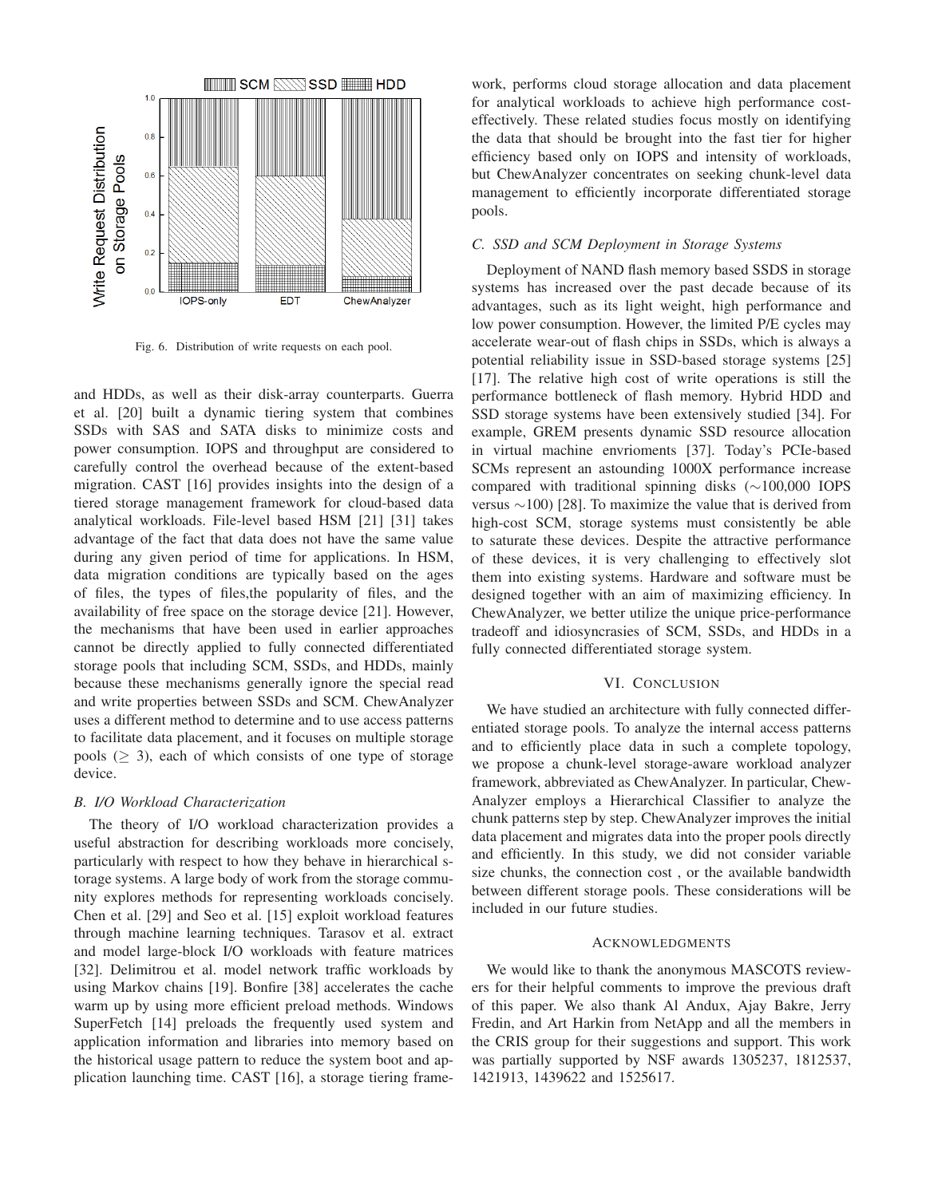Fig. 6. Distribution of write requests on each pool.

and HDDs, as well as their disk-array counterparts. Guerra et al. [20] built a dynamic tiering system that combines SSDs with SAS and SATA disks to minimize costs and power consumption. IOPS and throughput are considered to carefully control the overhead because of the extent-based migration. CAST [16] provides insights into the design of a tiered storage management framework for cloud-based data analytical workloads. File-level based HSM [21] [31] takes advantage of the fact that data does not have the same value during any given period of time for applications. In HSM, data migration conditions are typically based on the ages of files, the types of files,the popularity of files, and the availability of free space on the storage device [21]. However, the mechanisms that have been used in earlier approaches cannot be directly applied to fully connected differentiated storage pools that including SCM, SSDs, and HDDs, mainly because these mechanisms generally ignore the special read and write properties between SSDs and SCM. ChewAnalyzer uses a different method to determine and to use access patterns to facilitate data placement, and it focuses on multiple storage pools ($\geq$ 3), each of which consists of one type of storage device.

### B. I/O Workload Characterization

The theory of I/O workload characterization provides a useful abstraction for describing workloads more concisely, particularly with respect to how they behave in hierarchical storage systems. A large body of work from the storage community explores methods for representing workloads concisely. Chen et al. [29] and Seo et al. [15] exploit workload features through machine learning techniques. Tarasov et al. extract and model large-block I/O workloads with feature matrices [32]. Delimitrou et al. model network traffic workloads by using Markov chains [19]. Bonfire [38] accelerates the cache warm up by using more efficient preload methods. Windows SuperFetch [14] preloads the frequently used system and application information and libraries into memory based on the historical usage pattern to reduce the system boot and application launching time. CAST [16], a storage tiering framework, performs cloud storage allocation and data placement for analytical workloads to achieve high performance cost-effectively. These related studies focus mostly on identifying the data that should be brought into the fast tier for higher efficiency based only on IOPS and intensity of workloads, but ChewAnalyzer concentrates on seeking chunk-level data management to efficiently incorporate differentiated storage pools.

### C. SSD and SCM Deployment in Storage Systems

Deployment of NAND flash memory based SSDS in storage systems has increased over the past decade because of its advantages, such as its light weight, high performance and low power consumption. However, the limited P/E cycles may accelerate wear-out of flash chips in SSDs, which is always a potential reliability issue in SSD-based storage systems [25] [17]. The relative high cost of write operations is still the performance bottleneck of flash memory. Hybrid HDD and SSD storage systems have been extensively studied [34]. For example, GREM presents dynamic SSD resource allocation in virtual machine envrioments [37]. Today's PCIe-based SCMs represent an astounding 1000X performance increase compared with traditional spinning disks ($\sim$100,000 IOPS versus $\sim$100) [28]. To maximize the value that is derived from high-cost SCM, storage systems must consistently be able to saturate these devices. Despite the attractive performance of these devices, it is very challenging to effectively slot them into existing systems. Hardware and software must be designed together with an aim of maximizing efficiency. In ChewAnalyzer, we better utilize the unique price-performance tradeoff and idiosyncrasies of SCM, SSDs, and HDDs in a fully connected differentiated storage system.

## VI. Conclusion

We have studied an architecture with fully connected differentiated storage pools. To analyze the internal access patterns and to efficiently place data in such a complete topology, we propose a chunk-level storage-aware workload analyzer framework, abbreviated as ChewAnalyzer. In particular, ChewAnalyzer employs a Hierarchical Classifier to analyze the chunk patterns step by step. ChewAnalyzer improves the initial data placement and migrates data into the proper pools directly and efficiently. In this study, we did not consider variable size chunks, the connection cost , or the available bandwidth between different storage pools. These considerations will be included in our future studies.

## Acknowledgments

We would like to thank the anonymous MASCOTS reviewers for their helpful comments to improve the previous draft of this paper. We also thank Al Andux, Ajay Bakre, Jerry Fredin, and Art Harkin from NetApp and all the members in the CRIS group for their suggestions and support. This work was partially supported by NSF awards 1305237, 1812537, 1421913, 1439622 and 1525617.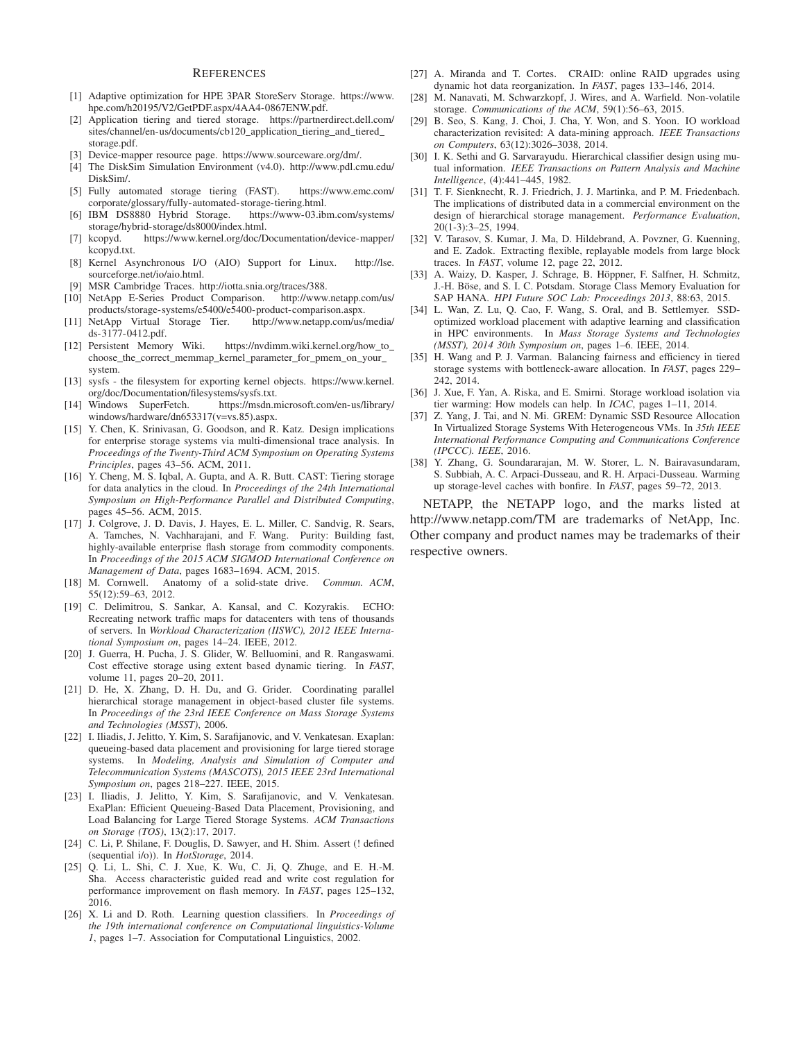# References

[1] Adaptive optimization for HPE 3PAR StoreServ Storage. https://www.hpe.com/h20195/V2/GetPDF.aspx/4AA4-0867ENW.pdf.

[2] Application tiering and tiered storage. https://partnerdirect.dell.com/sites/channel/en-us/documents/cb120_application_tiering_and_tiered_storage.pdf.

[3] Device-mapper resource page. https://www.sourceware.org/dm/.

[4] The DiskSim Simulation Environment (v4.0). http://www.pdl.cmu.edu/DiskSim/.

[5] Fully automated storage tiering (FAST). https://www.emc.com/corporate/glossary/fully-automated-storage-tiering.html.

[6] IBM DS8880 Hybrid Storage. https://www-03.ibm.com/systems/storage/hybrid-storage/ds8000/index.html.

[7] kcopyd. https://www.kernel.org/doc/Documentation/device-mapper/kcopyd.txt.

[8] Kernel Asynchronous I/O (AIO) Support for Linux. http://lse.sourceforge.net/io/aio.html.

[9] MSR Cambridge Traces. http://iotta.snia.org/traces/388.

[10] NetApp E-Series Product Comparison. http://www.netapp.com/us/products/storage-systems/e5400/e5400-product-comparison.aspx.

[11] NetApp Virtual Storage Tier. http://www.netapp.com/us/media/ds-3177-0412.pdf.

[12] Persistent Memory Wiki. https://nvdimm.wiki.kernel.org/how_to_choose_the_correct_memmap_kernel_parameter_for_pmem_on_your_system.

[13] sysfs - the filesystem for exporting kernel objects. https://www.kernel.org/doc/Documentation/filesystems/sysfs.txt.

[14] Windows SuperFetch. https://msdn.microsoft.com/en-us/library/windows/hardware/dn653317(v=vs.85).aspx.

[15] Y. Chen, K. Srinivasan, G. Goodson, and R. Katz. Design implications for enterprise storage systems via multi-dimensional trace analysis. In *Proceedings of the Twenty-Third ACM Symposium on Operating Systems Principles*, pages 43–56. ACM, 2011.

[16] Y. Cheng, M. S. Iqbal, A. Gupta, and A. R. Butt. CAST: Tiering storage for data analytics in the cloud. In *Proceedings of the 24th International Symposium on High-Performance Parallel and Distributed Computing*, pages 45–56. ACM, 2015.

[17] J. Colgrove, J. D. Davis, J. Hayes, E. L. Miller, C. Sandvig, R. Sears, A. Tamches, N. Vachharajani, and F. Wang. Purity: Building fast, highly-available enterprise flash storage from commodity components. In *Proceedings of the 2015 ACM SIGMOD International Conference on Management of Data*, pages 1683–1694. ACM, 2015.

[18] M. Cornwell. Anatomy of a solid-state drive. *Commun. ACM*, 55(12):59–63, 2012.

[19] C. Delimitrou, S. Sankar, A. Kansal, and C. Kozyrakis. ECHO: Recreating network traffic maps for datacenters with tens of thousands of servers. In *Workload Characterization (IISWC), 2012 IEEE International Symposium on*, pages 14–24. IEEE, 2012.

[20] J. Guerra, H. Pucha, J. S. Glider, W. Belluomini, and R. Rangaswami. Cost effective storage using extent based dynamic tiering. In *FAST*, volume 11, pages 20–20, 2011.

[21] D. He, X. Zhang, D. H. Du, and G. Grider. Coordinating parallel hierarchical storage management in object-based cluster file systems. In *Proceedings of the 23rd IEEE Conference on Mass Storage Systems and Technologies (MSST)*, 2006.

[22] I. Iliadis, J. Jelitto, Y. Kim, S. Sarafijanovic, and V. Venkatesan. Exaplan: queueing-based data placement and provisioning for large tiered storage systems. In *Modeling, Analysis and Simulation of Computer and Telecommunication Systems (MASCOTS), 2015 IEEE 23rd International Symposium on*, pages 218–227. IEEE, 2015.

[23] I. Iliadis, J. Jelitto, Y. Kim, S. Sarafijanovic, and V. Venkatesan. ExaPlan: Efficient Queueing-Based Data Placement, Provisioning, and Load Balancing for Large Tiered Storage Systems. *ACM Transactions on Storage (TOS)*, 13(2):17, 2017.

[24] C. Li, P. Shilane, F. Douglis, D. Sawyer, and H. Shim. Assert (! defined (sequential i/o)). In *HotStorage*, 2014.

[25] Q. Li, L. Shi, C. J. Xue, K. Wu, C. Ji, Q. Zhuge, and E. H.-M. Sha. Access characteristic guided read and write cost regulation for performance improvement on flash memory. In *FAST*, pages 125–132, 2016.

[26] X. Li and D. Roth. Learning question classifiers. In *Proceedings of the 19th international conference on Computational linguistics-Volume 1*, pages 1–7. Association for Computational Linguistics, 2002.

[27] A. Miranda and T. Cortes. CRAID: online RAID upgrades using dynamic hot data reorganization. In *FAST*, pages 133–146, 2014.

[28] M. Nanavati, M. Schwarzkopf, J. Wires, and A. Warfield. Non-volatile storage. *Communications of the ACM*, 59(1):56–63, 2015.

[29] B. Seo, S. Kang, J. Choi, J. Cha, Y. Won, and S. Yoon. IO workload characterization revisited: A data-mining approach. *IEEE Transactions on Computers*, 63(12):3026–3038, 2014.

[30] I. K. Sethi and G. Sarvarayudu. Hierarchical classifier design using mutual information. *IEEE Transactions on Pattern Analysis and Machine Intelligence*, (4):441–445, 1982.

[31] T. F. Sienknecht, R. J. Friedrich, J. J. Martinka, and P. M. Friedenbach. The implications of distributed data in a commercial environment on the design of hierarchical storage management. *Performance Evaluation*, 20(1-3):3–25, 1994.

[32] V. Tarasov, S. Kumar, J. Ma, D. Hildebrand, A. Povzner, G. Kuenning, and E. Zadok. Extracting flexible, replayable models from large block traces. In *FAST*, volume 12, page 22, 2012.

[33] A. Waizy, D. Kasper, J. Schrage, B. Höppner, F. Salfner, H. Schmitz, J.-H. Böse, and S. I. C. Potsdam. Storage Class Memory Evaluation for SAP HANA. *HPI Future SOC Lab: Proceedings 2013*, 88:63, 2015.

[34] L. Wan, Z. Lu, Q. Cao, F. Wang, S. Oral, and B. Settlemyer. SSD-optimized workload placement with adaptive learning and classification in HPC environments. In *Mass Storage Systems and Technologies (MSST), 2014 30th Symposium on*, pages 1–6. IEEE, 2014.

[35] H. Wang and P. J. Varman. Balancing fairness and efficiency in tiered storage systems with bottleneck-aware allocation. In *FAST*, pages 229–242, 2014.

[36] J. Xue, F. Yan, A. Riska, and E. Smirni. Storage workload isolation via tier warming: How models can help. In *ICAC*, pages 1–11, 2014.

[37] Z. Yang, J. Tai, and N. Mi. GREM: Dynamic SSD Resource Allocation In Virtualized Storage Systems With Heterogeneous VMs. In *35th IEEE International Performance Computing and Communications Conference (IPCCC). IEEE*, 2016.

[38] Y. Zhang, G. Soundararajan, M. W. Storer, L. N. Bairavasundaram, S. Subbiah, A. C. Arpaci-Dusseau, and R. H. Arpaci-Dusseau. Warming up storage-level caches with bonfire. In *FAST*, pages 59–72, 2013.

NETAPP, the NETAPP logo, and the marks listed at http://www.netapp.com/TM are trademarks of NetApp, Inc. Other company and product names may be trademarks of their respective owners.